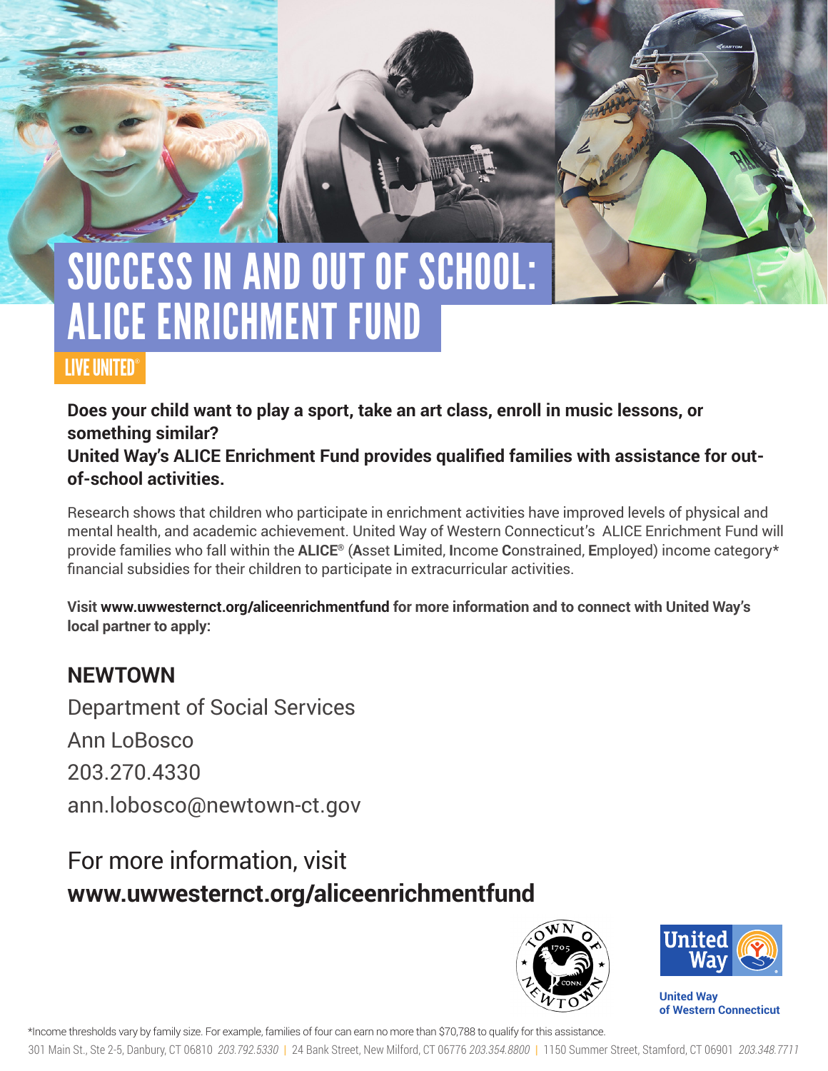# SUCCESS IN AND OUT OF SCHOOL: ALICE ENRICHMENT FUND

LIVE UNITED®

**Does your child want to play a sport, take an art class, enroll in music lessons, or something similar?**
**United Way's ALICE Enrichment Fund provides qualified families with assistance for out-of-school activities.**

Research shows that children who participate in enrichment activities have improved levels of physical and mental health, and academic achievement. United Way of Western Connecticut's ALICE Enrichment Fund will provide families who fall within the **ALICE®** (**A**sset **L**imited, **I**ncome **C**onstrained, **E**mployed) income category* financial subsidies for their children to participate in extracurricular activities.

**Visit www.uwwesternct.org/aliceenrichmentfund for more information and to connect with United Way's local partner to apply:**

## NEWTOWN

Department of Social Services

Ann LoBosco

203.270.4330

ann.lobosco@newtown-ct.gov

For more information, visit
**www.uwwesternct.org/aliceenrichmentfund**

United Way of Western Connecticut

*Income thresholds vary by family size. For example, families of four can earn no more than $70,788 to qualify for this assistance.

301 Main St., Ste 2-5, Danbury, CT 06810 *203.792.5330* | 24 Bank Street, New Milford, CT 06776 *203.354.8800* | 1150 Summer Street, Stamford, CT 06901 *203.348.7711*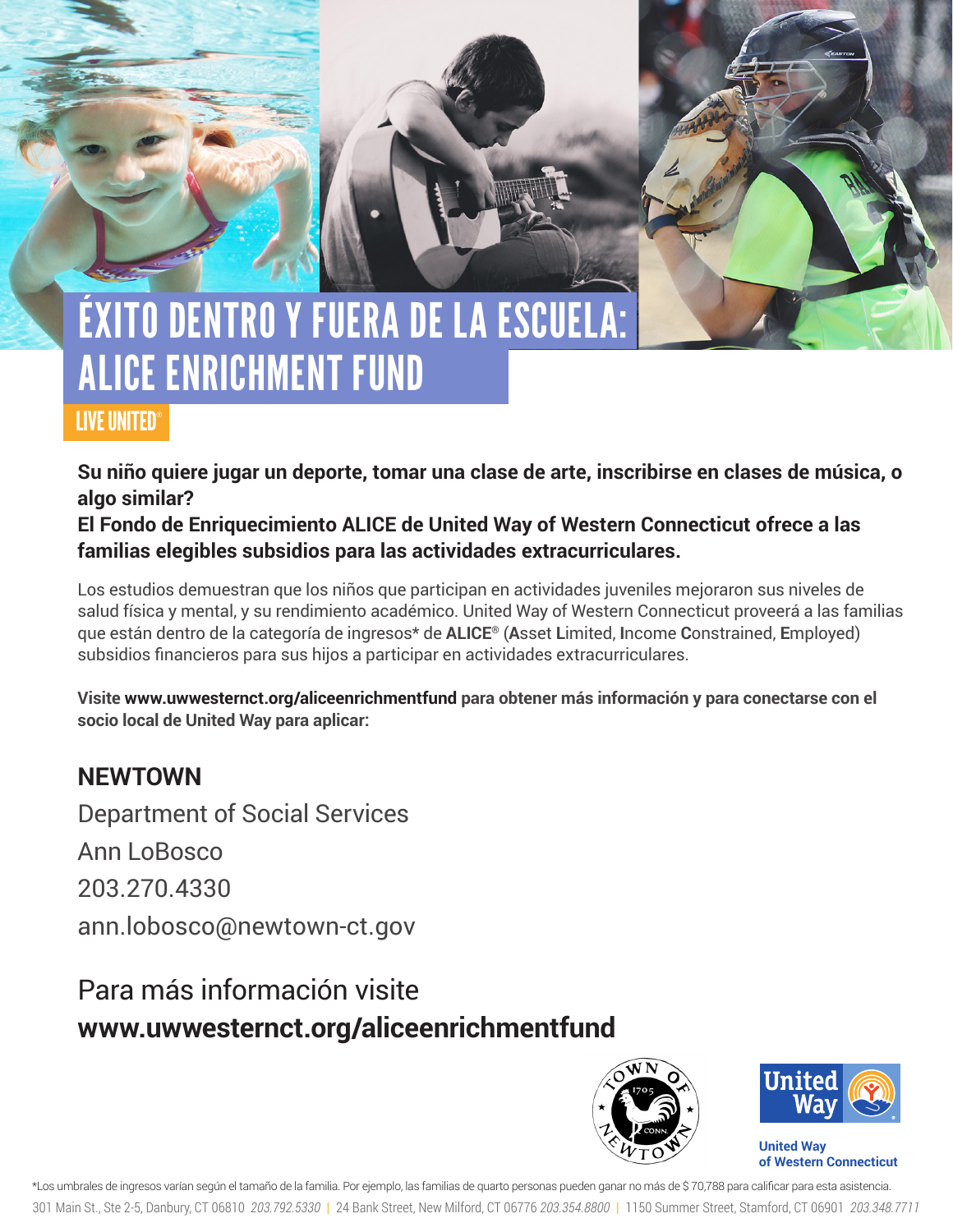# ÉXITO DENTRO Y FUERA DE LA ESCUELA: ALICE ENRICHMENT FUND

LIVE UNITED®

**Su niño quiere jugar un deporte, tomar una clase de arte, inscribirse en clases de música, o algo similar?**
**El Fondo de Enriquecimiento ALICE de United Way of Western Connecticut ofrece a las familias elegibles subsidios para las actividades extracurriculares.**

Los estudios demuestran que los niños que participan en actividades juveniles mejoraron sus niveles de salud física y mental, y su rendimiento académico. United Way of Western Connecticut proveerá a las familias que están dentro de la categoría de ingresos* de **ALICE®** (**A**sset **L**imited, **I**ncome **C**onstrained, **E**mployed) subsidios financieros para sus hijos a participar en actividades extracurriculares.

**Visite www.uwwesternct.org/aliceenrichmentfund para obtener más información y para conectarse con el socio local de United Way para aplicar:**

## NEWTOWN

Department of Social Services

Ann LoBosco

203.270.4330

ann.lobosco@newtown-ct.gov

Para más información visite
**www.uwwesternct.org/aliceenrichmentfund**

United Way of Western Connecticut

*Los umbrales de ingresos varían según el tamaño de la familia. Por ejemplo, las familias de quarto personas pueden ganar no más de $ 70,788 para calificar para esta asistencia.

301 Main St., Ste 2-5, Danbury, CT 06810 *203.792.5330* | 24 Bank Street, New Milford, CT 06776 *203.354.8800* | 1150 Summer Street, Stamford, CT 06901 *203.348.7711*